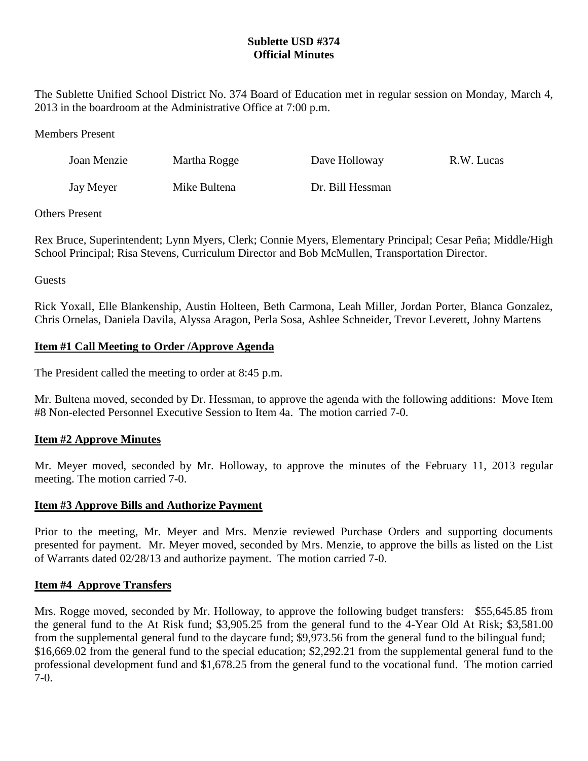**Sublette USD #374**
**Official Minutes**

The Sublette Unified School District No. 374 Board of Education met in regular session on Monday, March 4, 2013 in the boardroom at the Administrative Office at 7:00 p.m.

Members Present

| | | | |
|---|---|---|---|
| Joan Menzie | Martha Rogge | Dave Holloway | R.W. Lucas |
| Jay Meyer | Mike Bultena | Dr. Bill Hessman | |

Others Present

Rex Bruce, Superintendent; Lynn Myers, Clerk; Connie Myers, Elementary Principal; Cesar Peña; Middle/High School Principal; Risa Stevens, Curriculum Director and Bob McMullen, Transportation Director.

Guests

Rick Yoxall, Elle Blankenship, Austin Holteen, Beth Carmona, Leah Miller, Jordan Porter, Blanca Gonzalez, Chris Ornelas, Daniela Davila, Alyssa Aragon, Perla Sosa, Ashlee Schneider, Trevor Leverett, Johny Martens

**Item #1 Call Meeting to Order /Approve Agenda**

The President called the meeting to order at 8:45 p.m.

Mr. Bultena moved, seconded by Dr. Hessman, to approve the agenda with the following additions: Move Item #8 Non-elected Personnel Executive Session to Item 4a. The motion carried 7-0.

**Item #2 Approve Minutes**

Mr. Meyer moved, seconded by Mr. Holloway, to approve the minutes of the February 11, 2013 regular meeting. The motion carried 7-0.

**Item #3 Approve Bills and Authorize Payment**

Prior to the meeting, Mr. Meyer and Mrs. Menzie reviewed Purchase Orders and supporting documents presented for payment. Mr. Meyer moved, seconded by Mrs. Menzie, to approve the bills as listed on the List of Warrants dated 02/28/13 and authorize payment. The motion carried 7-0.

**Item #4 Approve Transfers**

Mrs. Rogge moved, seconded by Mr. Holloway, to approve the following budget transfers: $55,645.85 from the general fund to the At Risk fund; $3,905.25 from the general fund to the 4-Year Old At Risk; $3,581.00 from the supplemental general fund to the daycare fund; $9,973.56 from the general fund to the bilingual fund; $16,669.02 from the general fund to the special education; $2,292.21 from the supplemental general fund to the professional development fund and $1,678.25 from the general fund to the vocational fund. The motion carried 7-0.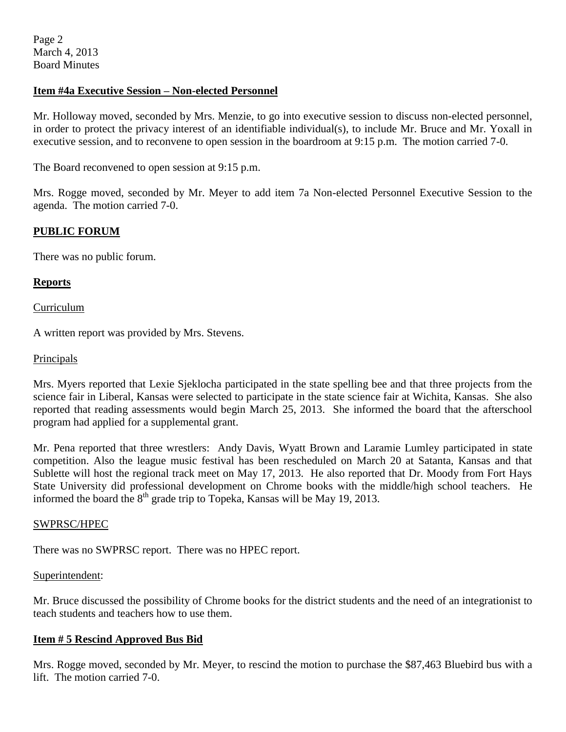**Item #4a Executive Session – Non-elected Personnel**

Mr. Holloway moved, seconded by Mrs. Menzie, to go into executive session to discuss non-elected personnel, in order to protect the privacy interest of an identifiable individual(s), to include Mr. Bruce and Mr. Yoxall in executive session, and to reconvene to open session in the boardroom at 9:15 p.m. The motion carried 7-0.

The Board reconvened to open session at 9:15 p.m.

Mrs. Rogge moved, seconded by Mr. Meyer to add item 7a Non-elected Personnel Executive Session to the agenda. The motion carried 7-0.

**PUBLIC FORUM**

There was no public forum.

**Reports**

Curriculum

A written report was provided by Mrs. Stevens.

Principals

Mrs. Myers reported that Lexie Sjeklocha participated in the state spelling bee and that three projects from the science fair in Liberal, Kansas were selected to participate in the state science fair at Wichita, Kansas. She also reported that reading assessments would begin March 25, 2013. She informed the board that the afterschool program had applied for a supplemental grant.

Mr. Pena reported that three wrestlers: Andy Davis, Wyatt Brown and Laramie Lumley participated in state competition. Also the league music festival has been rescheduled on March 20 at Satanta, Kansas and that Sublette will host the regional track meet on May 17, 2013. He also reported that Dr. Moody from Fort Hays State University did professional development on Chrome books with the middle/high school teachers. He informed the board the 8th grade trip to Topeka, Kansas will be May 19, 2013.

SWPRSC/HPEC

There was no SWPRSC report. There was no HPEC report.

Superintendent:

Mr. Bruce discussed the possibility of Chrome books for the district students and the need of an integrationist to teach students and teachers how to use them.

**Item # 5 Rescind Approved Bus Bid**

Mrs. Rogge moved, seconded by Mr. Meyer, to rescind the motion to purchase the $87,463 Bluebird bus with a lift. The motion carried 7-0.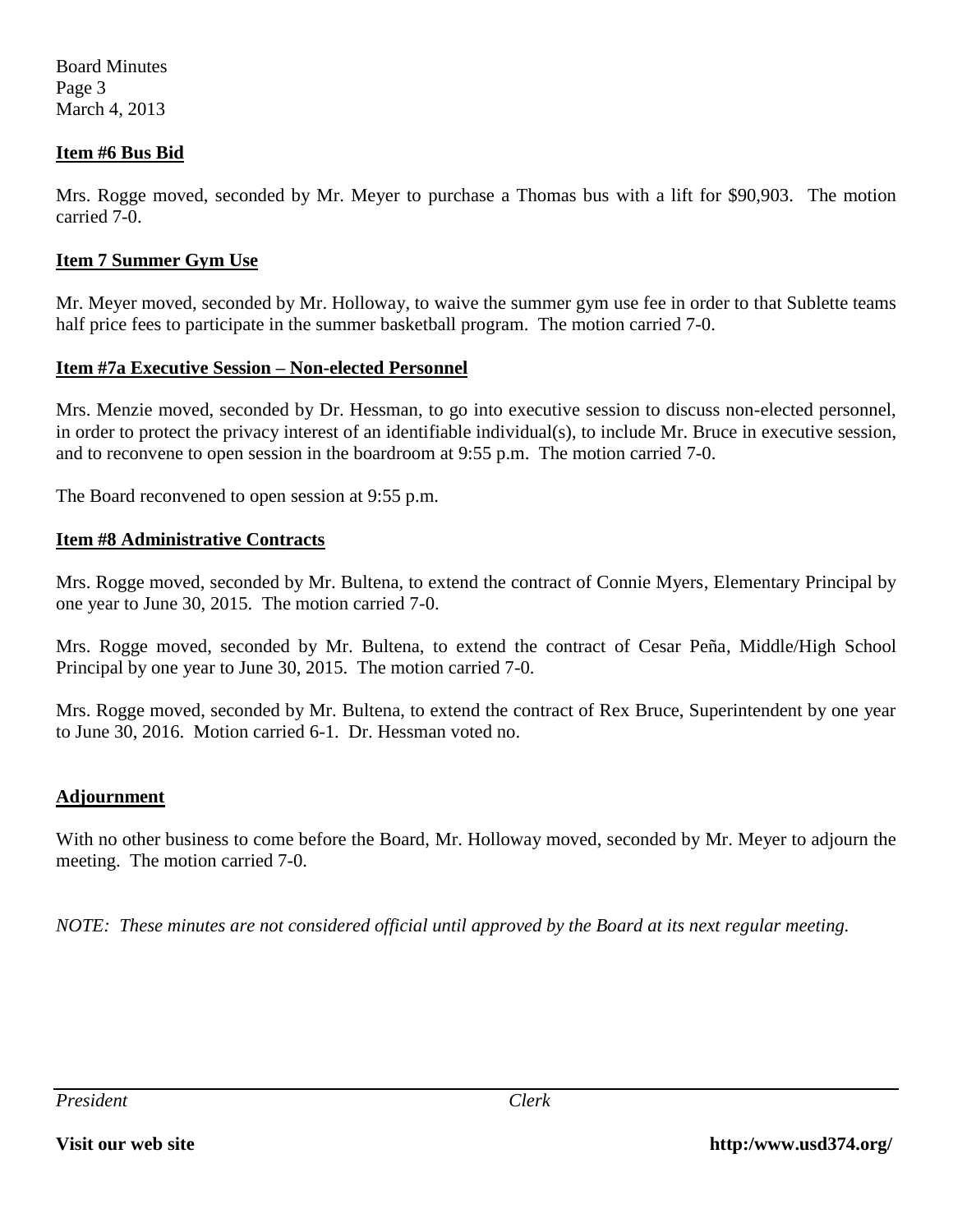## Item #6 Bus Bid

Mrs. Rogge moved, seconded by Mr. Meyer to purchase a Thomas bus with a lift for $90,903. The motion carried 7-0.

## Item 7 Summer Gym Use

Mr. Meyer moved, seconded by Mr. Holloway, to waive the summer gym use fee in order to that Sublette teams half price fees to participate in the summer basketball program. The motion carried 7-0.

## Item #7a Executive Session – Non-elected Personnel

Mrs. Menzie moved, seconded by Dr. Hessman, to go into executive session to discuss non-elected personnel, in order to protect the privacy interest of an identifiable individual(s), to include Mr. Bruce in executive session, and to reconvene to open session in the boardroom at 9:55 p.m. The motion carried 7-0.

The Board reconvened to open session at 9:55 p.m.

## Item #8 Administrative Contracts

Mrs. Rogge moved, seconded by Mr. Bultena, to extend the contract of Connie Myers, Elementary Principal by one year to June 30, 2015. The motion carried 7-0.

Mrs. Rogge moved, seconded by Mr. Bultena, to extend the contract of Cesar Peña, Middle/High School Principal by one year to June 30, 2015. The motion carried 7-0.

Mrs. Rogge moved, seconded by Mr. Bultena, to extend the contract of Rex Bruce, Superintendent by one year to June 30, 2016. Motion carried 6-1. Dr. Hessman voted no.

## Adjournment

With no other business to come before the Board, Mr. Holloway moved, seconded by Mr. Meyer to adjourn the meeting. The motion carried 7-0.

*NOTE: These minutes are not considered official until approved by the Board at its next regular meeting.*

*President* *Clerk*

**Visit our web site** **http:/www.usd374.org/**